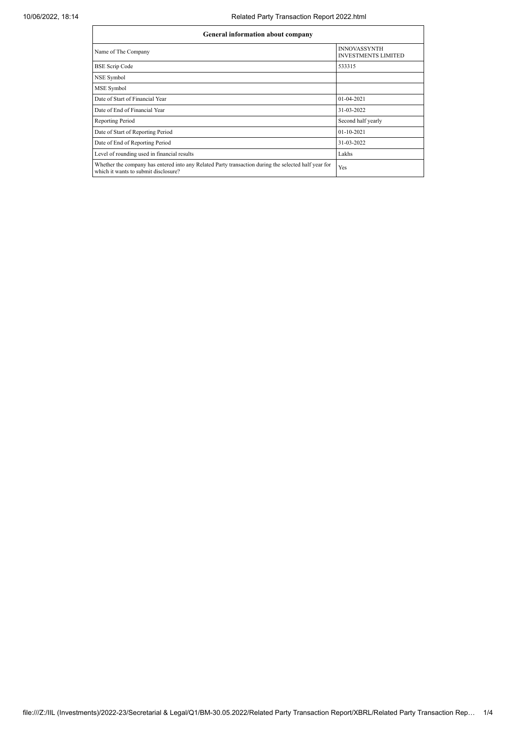| General information about company | |
|---|---|
| Name of The Company | INNOVASSYNTH INVESTMENTS LIMITED |
| BSE Scrip Code | 533315 |
| NSE Symbol | |
| MSE Symbol | |
| Date of Start of Financial Year | 01-04-2021 |
| Date of End of Financial Year | 31-03-2022 |
| Reporting Period | Second half yearly |
| Date of Start of Reporting Period | 01-10-2021 |
| Date of End of Reporting Period | 31-03-2022 |
| Level of rounding used in financial results | Lakhs |
| Whether the company has entered into any Related Party transaction during the selected half year for which it wants to submit disclosure? | Yes |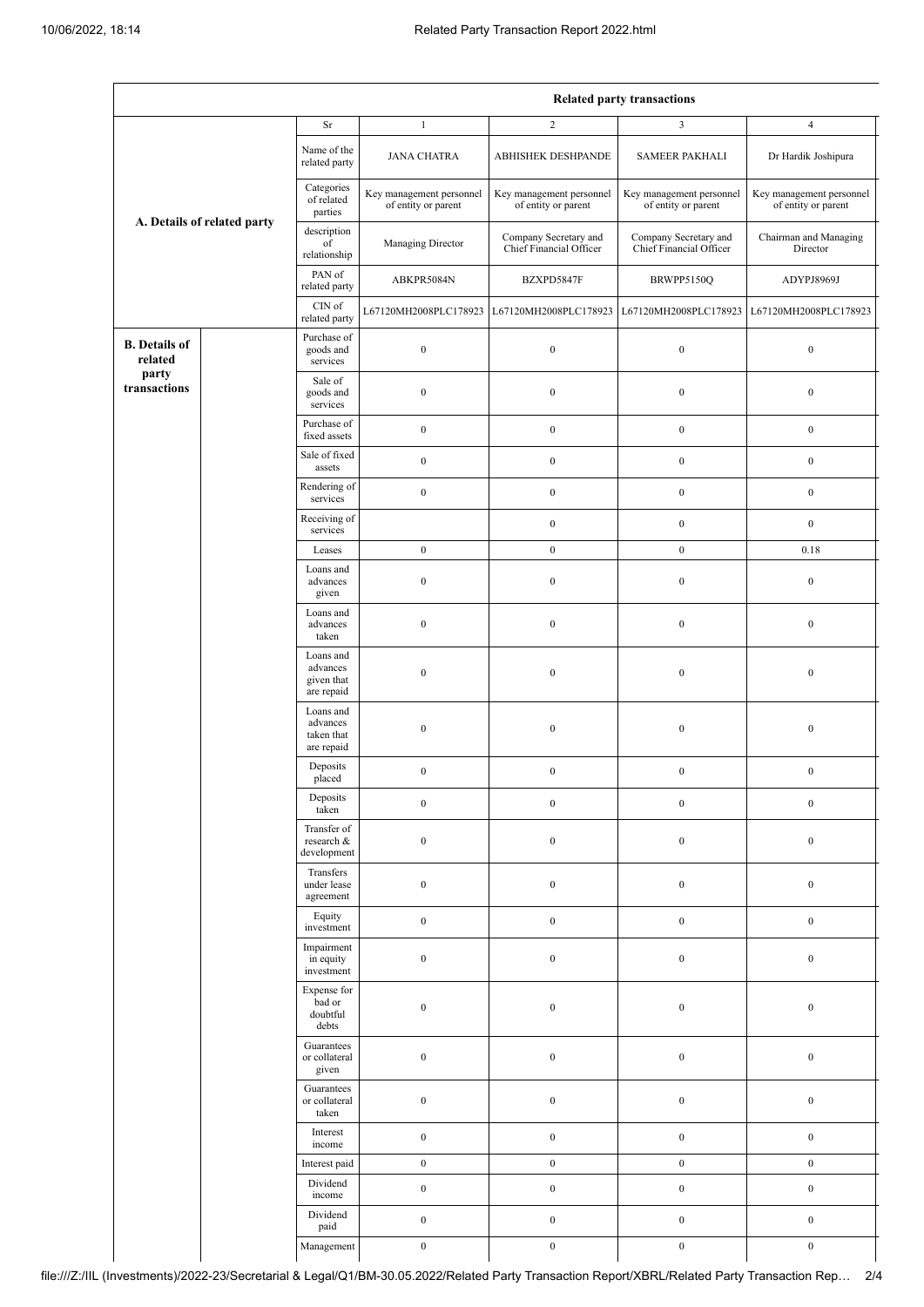| | | | Related party transactions | | | |
|---|---|---|---|---|---|---|
| | | Sr | 1 | 2 | 3 | 4 |
| A. Details of related party | | Name of the related party | JANA CHATRA | ABHISHEK DESHPANDE | SAMEER PAKHALI | Dr Hardik Joshipura |
| | | Categories of related parties | Key management personnel of entity or parent | Key management personnel of entity or parent | Key management personnel of entity or parent | Key management personnel of entity or parent |
| | | description of relationship | Managing Director | Company Secretary and Chief Financial Officer | Company Secretary and Chief Financial Officer | Chairman and Managing Director |
| | | PAN of related party | ABKPR5084N | BZXPD5847F | BRWPP5150Q | ADYPJ8969J |
| | | CIN of related party | L67120MH2008PLC178923 | L67120MH2008PLC178923 | L67120MH2008PLC178923 | L67120MH2008PLC178923 |
| B. Details of related party transactions | | Purchase of goods and services | 0 | 0 | 0 | 0 |
| | | Sale of goods and services | 0 | 0 | 0 | 0 |
| | | Purchase of fixed assets | 0 | 0 | 0 | 0 |
| | | Sale of fixed assets | 0 | 0 | 0 | 0 |
| | | Rendering of services | 0 | 0 | 0 | 0 |
| | | Receiving of services | | 0 | 0 | 0 |
| | | Leases | 0 | 0 | 0 | 0.18 |
| | | Loans and advances given | 0 | 0 | 0 | 0 |
| | | Loans and advances taken | 0 | 0 | 0 | 0 |
| | | Loans and advances given that are repaid | 0 | 0 | 0 | 0 |
| | | Loans and advances taken that are repaid | 0 | 0 | 0 | 0 |
| | | Deposits placed | 0 | 0 | 0 | 0 |
| | | Deposits taken | 0 | 0 | 0 | 0 |
| | | Transfer of research & development | 0 | 0 | 0 | 0 |
| | | Transfers under lease agreement | 0 | 0 | 0 | 0 |
| | | Equity investment | 0 | 0 | 0 | 0 |
| | | Impairment in equity investment | 0 | 0 | 0 | 0 |
| | | Expense for bad or doubtful debts | 0 | 0 | 0 | 0 |
| | | Guarantees or collateral given | 0 | 0 | 0 | 0 |
| | | Guarantees or collateral taken | 0 | 0 | 0 | 0 |
| | | Interest income | 0 | 0 | 0 | 0 |
| | | Interest paid | 0 | 0 | 0 | 0 |
| | | Dividend income | 0 | 0 | 0 | 0 |
| | | Dividend paid | 0 | 0 | 0 | 0 |
| | | Management | 0 | 0 | 0 | 0 |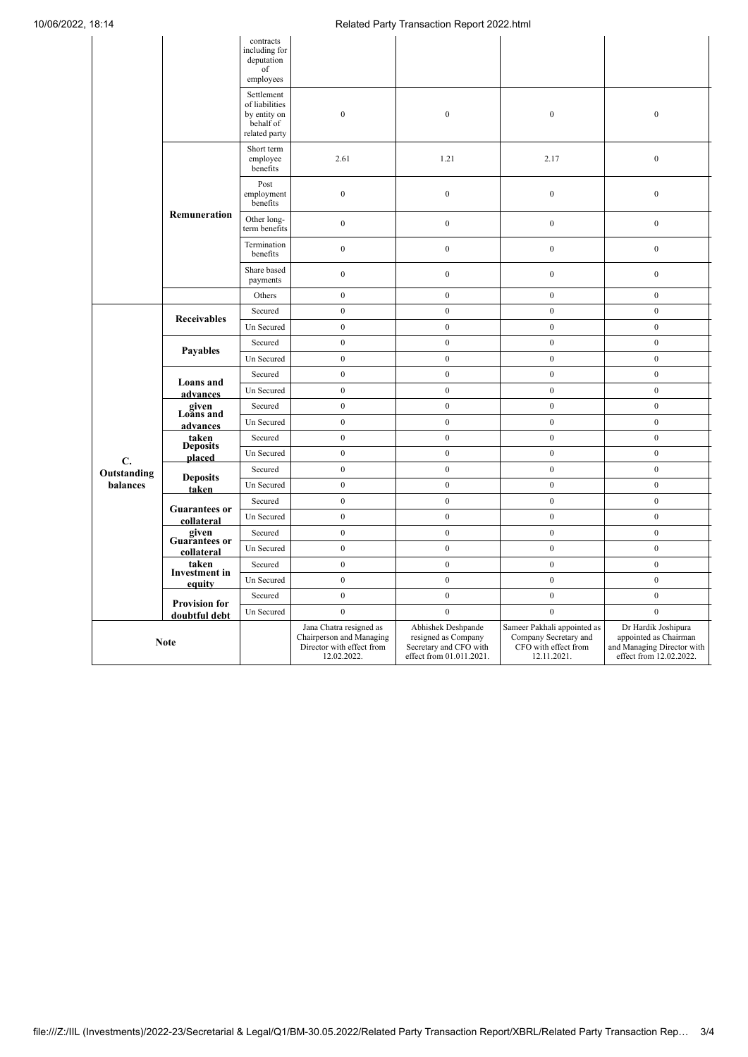| | | | | | | |
|---|---|---|---|---|---|---|
| | | contracts including for deputation of employees | | | | |
| | | Settlement of liabilities by entity on behalf of related party | 0 | 0 | 0 | 0 |
| | Remuneration | Short term employee benefits | 2.61 | 1.21 | 2.17 | 0 |
| | | Post employment benefits | 0 | 0 | 0 | 0 |
| | | Other long-term benefits | 0 | 0 | 0 | 0 |
| | | Termination benefits | 0 | 0 | 0 | 0 |
| | | Share based payments | 0 | 0 | 0 | 0 |
| | | Others | 0 | 0 | 0 | 0 |
| **C. Outstanding balances** | **Receivables** | Secured | 0 | 0 | 0 | 0 |
| | | Un Secured | 0 | 0 | 0 | 0 |
| | **Payables** | Secured | 0 | 0 | 0 | 0 |
| | | Un Secured | 0 | 0 | 0 | 0 |
| | **Loans and advances given** | Secured | 0 | 0 | 0 | 0 |
| | | Un Secured | 0 | 0 | 0 | 0 |
| | **Loans and advances taken** | Secured | 0 | 0 | 0 | 0 |
| | | Un Secured | 0 | 0 | 0 | 0 |
| | **Deposits placed** | Secured | 0 | 0 | 0 | 0 |
| | | Un Secured | 0 | 0 | 0 | 0 |
| | **Deposits taken** | Secured | 0 | 0 | 0 | 0 |
| | | Un Secured | 0 | 0 | 0 | 0 |
| | **Guarantees or collateral given** | Secured | 0 | 0 | 0 | 0 |
| | | Un Secured | 0 | 0 | 0 | 0 |
| | **Guarantees or collateral taken** | Secured | 0 | 0 | 0 | 0 |
| | | Un Secured | 0 | 0 | 0 | 0 |
| | **Investment in equity** | Secured | 0 | 0 | 0 | 0 |
| | | Un Secured | 0 | 0 | 0 | 0 |
| | **Provision for doubtful debt** | Secured | 0 | 0 | 0 | 0 |
| | | Un Secured | 0 | 0 | 0 | 0 |
| **Note** | | | Jana Chatra resigned as Chairperson and Managing Director with effect from 12.02.2022. | Abhishek Deshpande resigned as Company Secretary and CFO with effect from 01.011.2021. | Sameer Pakhali appointed as Company Secretary and CFO with effect from 12.11.2021. | Dr Hardik Joshipura appointed as Chairman and Managing Director with effect from 12.02.2022. |